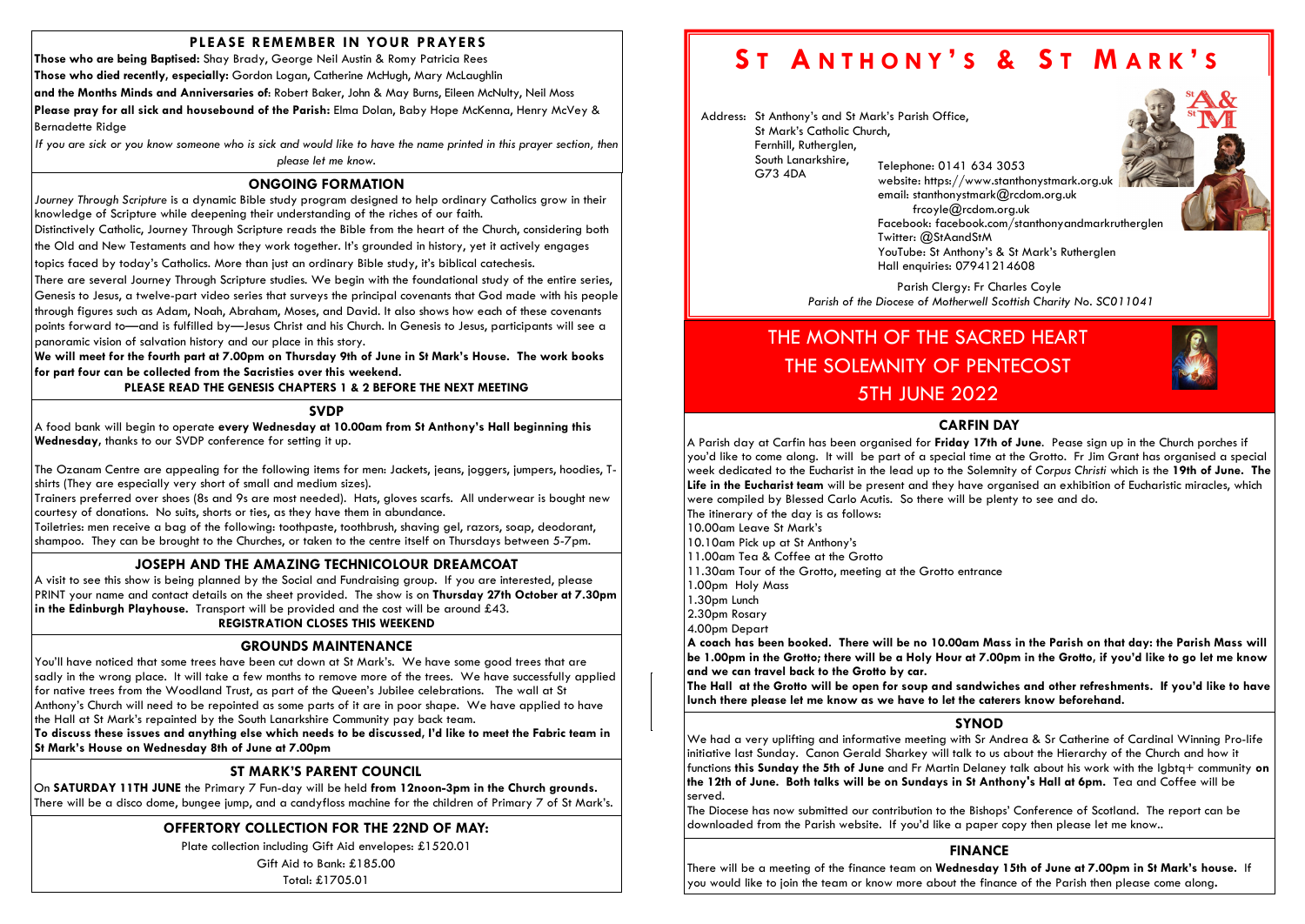# St Anthony's & St Mark's

Address: St Anthony's and St Mark's Parish Office,
St Mark's Catholic Church,
Fernhill, Rutherglen,
South Lanarkshire,
G73 4DA

Telephone: 0141 634 3053
website: https://www.stanthonystmark.org.uk
email: stanthonystmark@rcdom.org.uk
frcoyle@rcdom.org.uk
Facebook: facebook.com/stanthonyandmarkrutherglen
Twitter: @StAandStM
YouTube: St Anthony's & St Mark's Rutherglen
Hall enquiries: 07941214608

Parish Clergy: Fr Charles Coyle

*Parish of the Diocese of Motherwell Scottish Charity No. SC011041*

## THE MONTH OF THE SACRED HEART
## THE SOLEMNITY OF PENTECOST
## 5TH JUNE 2022

### CARFIN DAY

A Parish day at Carfin has been organised for **Friday 17th of June**. Pease sign up in the Church porches if you'd like to come along. It will be part of a special time at the Grotto. Fr Jim Grant has organised a special week dedicated to the Eucharist in the lead up to the Solemnity of *Corpus Christi* which is the **19th of June. The Life in the Eucharist team** will be present and they have organised an exhibition of Eucharistic miracles, which were compiled by Blessed Carlo Acutis. So there will be plenty to see and do.

The itinerary of the day is as follows:

10.00am Leave St Mark's
10.10am Pick up at St Anthony's
11.00am Tea & Coffee at the Grotto
11.30am Tour of the Grotto, meeting at the Grotto entrance
1.00pm Holy Mass
1.30pm Lunch
2.30pm Rosary
4.00pm Depart

**A coach has been booked. There will be no 10.00am Mass in the Parish on that day: the Parish Mass will be 1.00pm in the Grotto; there will be a Holy Hour at 7.00pm in the Grotto, if you'd like to go let me know and we can travel back to the Grotto by car.**

**The Hall at the Grotto will be open for soup and sandwiches and other refreshments. If you'd like to have lunch there please let me know as we have to let the caterers know beforehand.**

### SYNOD

We had a very uplifting and informative meeting with Sr Andrea & Sr Catherine of Cardinal Winning Pro-life initiative last Sunday. Canon Gerald Sharkey will talk to us about the Hierarchy of the Church and how it functions **this Sunday the 5th of June** and Fr Martin Delaney talk about his work with the lgbtq+ community **on the 12th of June. Both talks will be on Sundays in St Anthony's Hall at 6pm.** Tea and Coffee will be served.

The Diocese has now submitted our contribution to the Bishops' Conference of Scotland. The report can be downloaded from the Parish website. If you'd like a paper copy then please let me know..

### FINANCE

There will be a meeting of the finance team on **Wednesday 15th of June at 7.00pm in St Mark's house.** If you would like to join the team or know more about the finance of the Parish then please come along.

### PLEASE REMEMBER IN YOUR PRAYERS

**Those who are being Baptised:** Shay Brady, George Neil Austin & Romy Patricia Rees
**Those who died recently, especially:** Gordon Logan, Catherine McHugh, Mary McLaughlin
**and the Months Minds and Anniversaries of**: Robert Baker, John & May Burns, Eileen McNulty, Neil Moss
**Please pray for all sick and housebound of the Parish:** Elma Dolan, Baby Hope McKenna, Henry McVey & Bernadette Ridge

*If you are sick or you know someone who is sick and would like to have the name printed in this prayer section, then please let me know.*

### ONGOING FORMATION

*Journey Through Scripture* is a dynamic Bible study program designed to help ordinary Catholics grow in their knowledge of Scripture while deepening their understanding of the riches of our faith.

Distinctively Catholic, Journey Through Scripture reads the Bible from the heart of the Church, considering both the Old and New Testaments and how they work together. It's grounded in history, yet it actively engages topics faced by today's Catholics. More than just an ordinary Bible study, it's biblical catechesis.

There are several Journey Through Scripture studies. We begin with the foundational study of the entire series, Genesis to Jesus, a twelve-part video series that surveys the principal covenants that God made with his people through figures such as Adam, Noah, Abraham, Moses, and David. It also shows how each of these covenants points forward to—and is fulfilled by—Jesus Christ and his Church. In Genesis to Jesus, participants will see a panoramic vision of salvation history and our place in this story.

**We will meet for the fourth part at 7.00pm on Thursday 9th of June in St Mark's House. The work books for part four can be collected from the Sacristies over this weekend.**

**PLEASE READ THE GENESIS CHAPTERS 1 & 2 BEFORE THE NEXT MEETING**

### SVDP

A food bank will begin to operate **every Wednesday at 10.00am from St Anthony's Hall beginning this Wednesday,** thanks to our SVDP conference for setting it up.

The Ozanam Centre are appealing for the following items for men: Jackets, jeans, joggers, jumpers, hoodies, T-shirts (They are especially very short of small and medium sizes).

Trainers preferred over shoes (8s and 9s are most needed). Hats, gloves scarfs. All underwear is bought new courtesy of donations. No suits, shorts or ties, as they have them in abundance.

Toiletries: men receive a bag of the following: toothpaste, toothbrush, shaving gel, razors, soap, deodorant, shampoo. They can be brought to the Churches, or taken to the centre itself on Thursdays between 5-7pm.

### JOSEPH AND THE AMAZING TECHNICOLOUR DREAMCOAT

A visit to see this show is being planned by the Social and Fundraising group. If you are interested, please PRINT your name and contact details on the sheet provided. The show is on **Thursday 27th October at 7.30pm in the Edinburgh Playhouse.** Transport will be provided and the cost will be around £43.

**REGISTRATION CLOSES THIS WEEKEND**

### GROUNDS MAINTENANCE

You'll have noticed that some trees have been cut down at St Mark's. We have some good trees that are sadly in the wrong place. It will take a few months to remove more of the trees. We have successfully applied for native trees from the Woodland Trust, as part of the Queen's Jubilee celebrations. The wall at St Anthony's Church will need to be repointed as some parts of it are in poor shape. We have applied to have the Hall at St Mark's repainted by the South Lanarkshire Community pay back team.

**To discuss these issues and anything else which needs to be discussed, I'd like to meet the Fabric team in St Mark's House on Wednesday 8th of June at 7.00pm**

### ST MARK'S PARENT COUNCIL

On **SATURDAY 11TH JUNE** the Primary 7 Fun-day will be held **from 12noon-3pm in the Church grounds.** There will be a disco dome, bungee jump, and a candyfloss machine for the children of Primary 7 of St Mark's.

### OFFERTORY COLLECTION FOR THE 22ND OF MAY:

Plate collection including Gift Aid envelopes: £1520.01
Gift Aid to Bank: £185.00
Total: £1705.01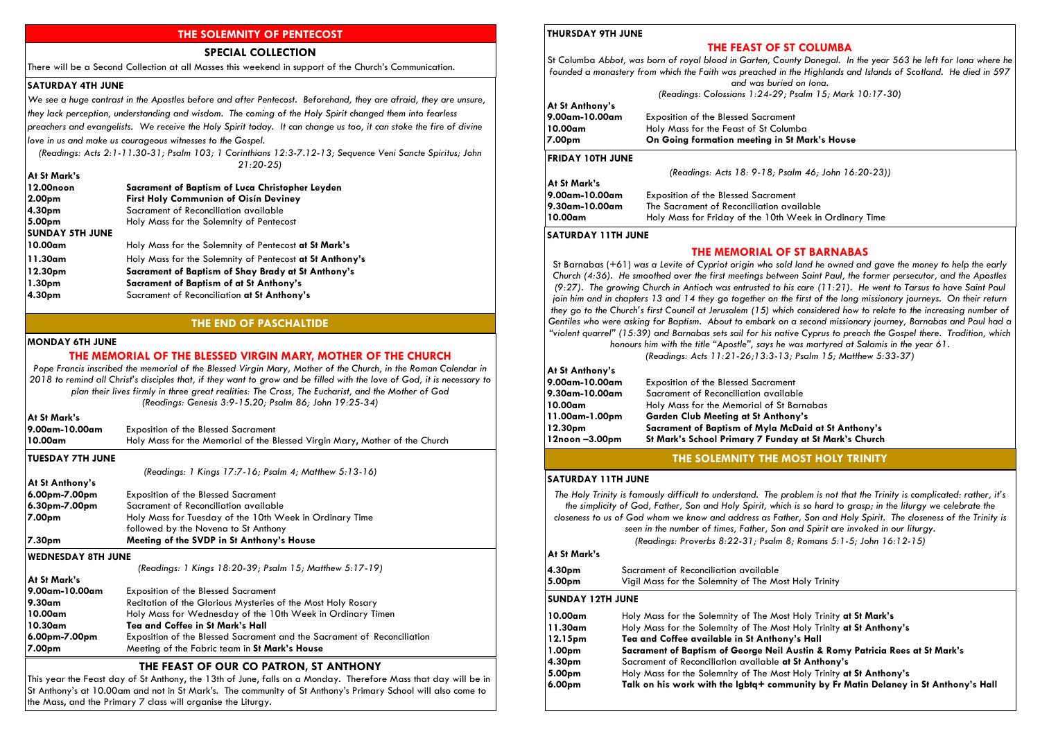## THE SOLEMNITY OF PENTECOST

### SPECIAL COLLECTION

There will be a Second Collection at all Masses this weekend in support of the Church's Communication.

**SATURDAY 4TH JUNE**

*We see a huge contrast in the Apostles before and after Pentecost. Beforehand, they are afraid, they are unsure, they lack perception, understanding and wisdom. The coming of the Holy Spirit changed them into fearless preachers and evangelists. We receive the Holy Spirit today. It can change us too, it can stoke the fire of divine love in us and make us courageous witnesses to the Gospel.*

*(Readings: Acts 2:1-11.30-31; Psalm 103; 1 Corinthians 12:3-7.12-13; Sequence Veni Sancte Spiritus; John 21:20-25)*

| | |
|---|---|
| **At St Mark's** | |
| **12.00noon** | **Sacrament of Baptism of Luca Christopher Leyden** |
| **2.00pm** | **First Holy Communion of Oisín Deviney** |
| **4.30pm** | Sacrament of Reconciliation available |
| **5.00pm** | Holy Mass for the Solemnity of Pentecost |
| **SUNDAY 5TH JUNE** | |
| **10.00am** | Holy Mass for the Solemnity of Pentecost **at St Mark's** |
| **11.30am** | Holy Mass for the Solemnity of Pentecost **at St Anthony's** |
| **12.30pm** | **Sacrament of Baptism of Shay Brady at St Anthony's** |
| **1.30pm** | **Sacrament of Baptism of at St Anthony's** |
| **4.30pm** | Sacrament of Reconciliation **at St Anthony's** |

## THE END OF PASCHALTIDE

**MONDAY 6TH JUNE**

### THE MEMORIAL OF THE BLESSED VIRGIN MARY, MOTHER OF THE CHURCH

*Pope Francis inscribed the memorial of the Blessed Virgin Mary, Mother of the Church, in the Roman Calendar in 2018 to remind all Christ's disciples that, if they want to grow and be filled with the love of God, it is necessary to plan their lives firmly in three great realities: The Cross, The Eucharist, and the Mother of God*

*(Readings: Genesis 3:9-15.20; Psalm 86; John 19:25-34)*

| | |
|---|---|
| **At St Mark's** | |
| **9.00am-10.00am** | Exposition of the Blessed Sacrament |
| **10.00am** | Holy Mass for the Memorial of the Blessed Virgin Mary, Mother of the Church |

**TUESDAY 7TH JUNE**

*(Readings: 1 Kings 17:7-16; Psalm 4; Matthew 5:13-16)*

| | |
|---|---|
| **At St Anthony's** | |
| **6.00pm-7.00pm** | Exposition of the Blessed Sacrament |
| **6.30pm-7.00pm** | Sacrament of Reconciliation available |
| **7.00pm** | Holy Mass for Tuesday of the 10th Week in Ordinary Time followed by the Novena to St Anthony |
| **7.30pm** | **Meeting of the SVDP in St Anthony's House** |

**WEDNESDAY 8TH JUNE**

*(Readings: 1 Kings 18:20-39; Psalm 15; Matthew 5:17-19)*

| | |
|---|---|
| **At St Mark's** | |
| **9.00am-10.00am** | Exposition of the Blessed Sacrament |
| **9.30am** | Recitation of the Glorious Mysteries of the Most Holy Rosary |
| **10.00am** | Holy Mass for Wednesday of the 10th Week in Ordinary Timen |
| **10.30am** | **Tea and Coffee in St Mark's Hall** |
| **6.00pm-7.00pm** | Exposition of the Blessed Sacrament and the Sacrament of Reconciliation |
| **7.00pm** | Meeting of the Fabric team in **St Mark's House** |

### THE FEAST OF OUR CO PATRON, ST ANTHONY

This year the Feast day of St Anthony, the 13th of June, falls on a Monday. Therefore Mass that day will be in St Anthony's at 10.00am and not in St Mark's. The community of St Anthony's Primary School will also come to the Mass, and the Primary 7 class will organise the Liturgy.

**THURSDAY 9TH JUNE**

### THE FEAST OF ST COLUMBA

*St Columba Abbot, was born of royal blood in Garten, County Donegal. In the year 563 he left for Iona where he founded a monastery from which the Faith was preached in the Highlands and Islands of Scotland. He died in 597 and was buried on Iona.*

*(Readings: Colossians 1:24-29; Psalm 15; Mark 10:17-30)*

| | |
|---|---|
| **At St Anthony's** | |
| **9.00am-10.00am** | Exposition of the Blessed Sacrament |
| **10.00am** | Holy Mass for the Feast of St Columba |
| **7.00pm** | **On Going formation meeting in St Mark's House** |

**FRIDAY 10TH JUNE**

*(Readings: Acts 18: 9-18; Psalm 46; John 16:20-23))*

| | |
|---|---|
| **At St Mark's** | |
| **9.00am-10.00am** | Exposition of the Blessed Sacrament |
| **9.30am-10.00am** | The Sacrament of Reconciliation available |
| **10.00am** | Holy Mass for Friday of the 10th Week in Ordinary Time |

**SATURDAY 11TH JUNE**

### THE MEMORIAL OF ST BARNABAS

*St Barnabas (+61) was a Levite of Cypriot origin who sold land he owned and gave the money to help the early Church (4:36). He smoothed over the first meetings between Saint Paul, the former persecutor, and the Apostles (9:27). The growing Church in Antioch was entrusted to his care (11:21). He went to Tarsus to have Saint Paul join him and in chapters 13 and 14 they go together on the first of the long missionary journeys. On their return they go to the Church's first Council at Jerusalem (15) which considered how to relate to the increasing number of Gentiles who were asking for Baptism. About to embark on a second missionary journey, Barnabas and Paul had a "violent quarrel" (15:39) and Barnabas sets sail for his native Cyprus to preach the Gospel there. Tradition, which honours him with the title "Apostle", says he was martyred at Salamis in the year 61.*

*(Readings: Acts 11:21-26;13:3-13; Psalm 15; Matthew 5:33-37)*

| | |
|---|---|
| **At St Anthony's** | |
| **9.00am-10.00am** | Exposition of the Blessed Sacrament |
| **9.30am-10.00am** | Sacrament of Reconciliation available |
| **10.00am** | Holy Mass for the Memorial of St Barnabas |
| **11.00am-1.00pm** | **Garden Club Meeting at St Anthony's** |
| **12.30pm** | **Sacrament of Baptism of Myla McDaid at St Anthony's** |
| **12noon –3.00pm** | **St Mark's School Primary 7 Funday at St Mark's Church** |

## THE SOLEMNITY THE MOST HOLY TRINITY

**SATURDAY 11TH JUNE**

*The Holy Trinity is famously difficult to understand. The problem is not that the Trinity is complicated: rather, it's the simplicity of God, Father, Son and Holy Spirit, which is so hard to grasp; in the liturgy we celebrate the closeness to us of God whom we know and address as Father, Son and Holy Spirit. The closeness of the Trinity is seen in the number of times, Father, Son and Spirit are invoked in our liturgy.*

*(Readings: Proverbs 8:22-31; Psalm 8; Romans 5:1-5; John 16:12-15)*

| | |
|---|---|
| **At St Mark's** | |
| **4.30pm** | Sacrament of Reconciliation available |
| **5.00pm** | Vigil Mass for the Solemnity of The Most Holy Trinity |
| **SUNDAY 12TH JUNE** | |
| **10.00am** | Holy Mass for the Solemnity of The Most Holy Trinity **at St Mark's** |
| **11.30am** | Holy Mass for the Solemnity of The Most Holy Trinity **at St Anthony's** |
| **12.15pm** | **Tea and Coffee available in St Anthony's Hall** |
| **1.00pm** | **Sacrament of Baptism of George Neil Austin & Romy Patricia Rees at St Mark's** |
| **4.30pm** | Sacrament of Reconciliation available **at St Anthony's** |
| **5.00pm** | Holy Mass for the Solemnity of The Most Holy Trinity **at St Anthony's** |
| **6.00pm** | **Talk on his work with the lgbtq+ community by Fr Matin Delaney in St Anthony's Hall** |